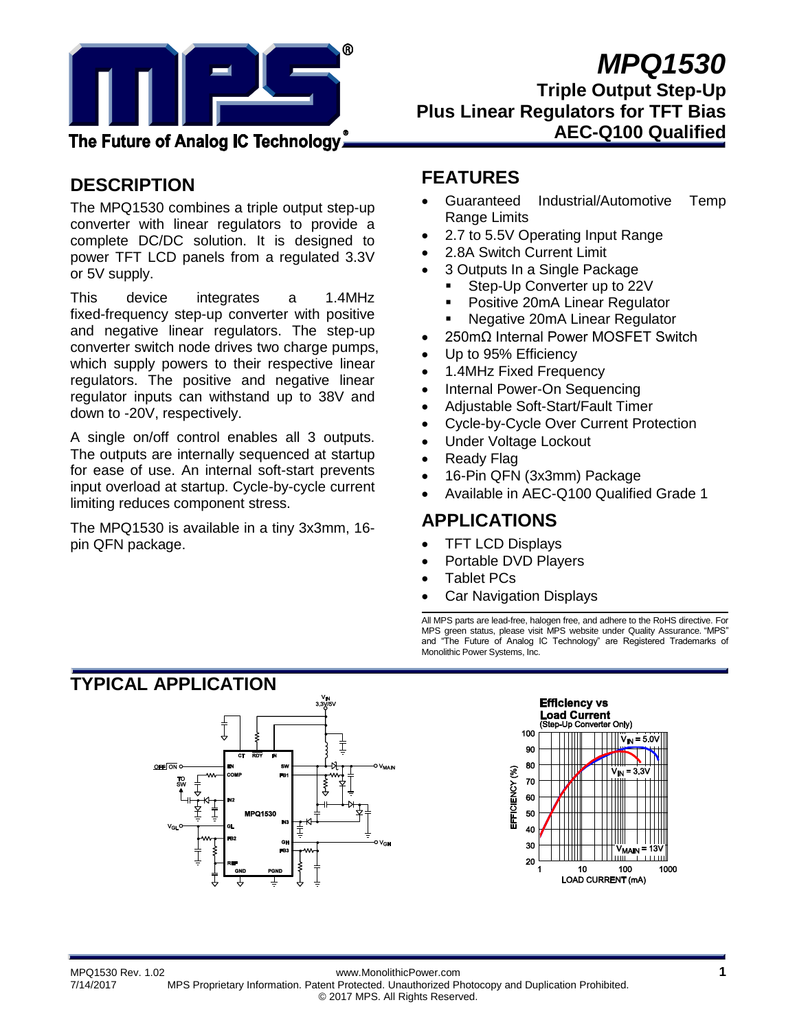# MPQ1530

## Triple Output Step-Up Plus Linear Regulators for TFT Bias AEC-Q100 Qualified

## DESCRIPTION

The MPQ1530 combines a triple output step-up converter with linear regulators to provide a complete DC/DC solution. It is designed to power TFT LCD panels from a regulated 3.3V or 5V supply.

This device integrates a 1.4MHz fixed-frequency step-up converter with positive and negative linear regulators. The step-up converter switch node drives two charge pumps, which supply powers to their respective linear regulators. The positive and negative linear regulator inputs can withstand up to 38V and down to -20V, respectively.

A single on/off control enables all 3 outputs. The outputs are internally sequenced at startup for ease of use. An internal soft-start prevents input overload at startup. Cycle-by-cycle current limiting reduces component stress.

The MPQ1530 is available in a tiny 3x3mm, 16-pin QFN package.

## FEATURES

- Guaranteed Industrial/Automotive Temp Range Limits
- 2.7 to 5.5V Operating Input Range
- 2.8A Switch Current Limit
- 3 Outputs In a Single Package
  - Step-Up Converter up to 22V
  - Positive 20mA Linear Regulator
  - Negative 20mA Linear Regulator
- 250mΩ Internal Power MOSFET Switch
- Up to 95% Efficiency
- 1.4MHz Fixed Frequency
- Internal Power-On Sequencing
- Adjustable Soft-Start/Fault Timer
- Cycle-by-Cycle Over Current Protection
- Under Voltage Lockout
- Ready Flag
- 16-Pin QFN (3x3mm) Package
- Available in AEC-Q100 Qualified Grade 1

## APPLICATIONS

- TFT LCD Displays
- Portable DVD Players
- Tablet PCs
- Car Navigation Displays

All MPS parts are lead-free, halogen free, and adhere to the RoHS directive. For MPS green status, please visit MPS website under Quality Assurance. "MPS" and "The Future of Analog IC Technology" are Registered Trademarks of Monolithic Power Systems, Inc.

## TYPICAL APPLICATION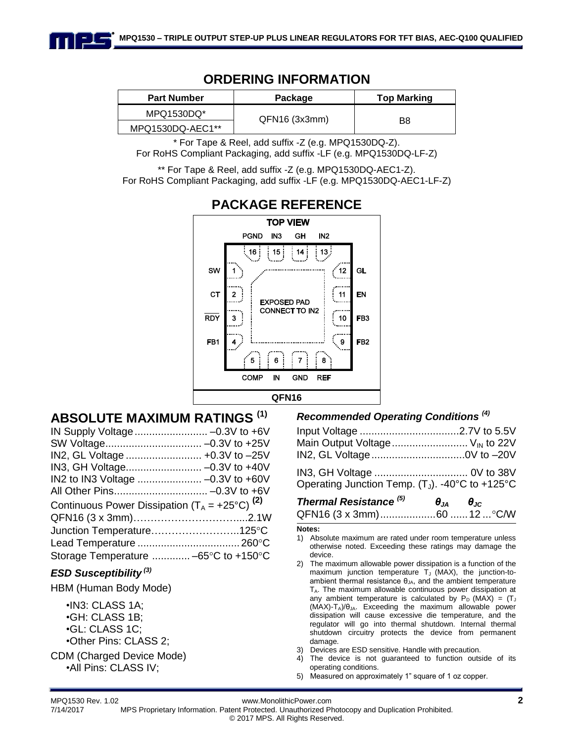## ORDERING INFORMATION

| Part Number | Package | Top Marking |
|---|---|---|
| MPQ1530DQ* | QFN16 (3x3mm) | B8 |
| MPQ1530DQ-AEC1** | | |

\* For Tape & Reel, add suffix -Z (e.g. MPQ1530DQ-Z).
For RoHS Compliant Packaging, add suffix -LF (e.g. MPQ1530DQ-LF-Z)

\*\* For Tape & Reel, add suffix -Z (e.g. MPQ1530DQ-AEC1-Z).
For RoHS Compliant Packaging, add suffix -LF (e.g. MPQ1530DQ-AEC1-LF-Z)

## PACKAGE REFERENCE

TOP VIEW

PGND 16, IN3 15, GH 14, IN2 13

SW 1, CT 2, $\overline{RDY}$ 3, FB1 4

GL 12, EN 11, FB3 10, FB2 9

COMP 5, IN 6, GND 7, REF 8

EXPOSED PAD CONNECT TO IN2

QFN16

## ABSOLUTE MAXIMUM RATINGS [1]

IN Supply Voltage ........................ –0.3V to +6V
SW Voltage ................................ –0.3V to +25V
IN2, GL Voltage ......................... +0.3V to –25V
IN3, GH Voltage ......................... –0.3V to +40V
IN2 to IN3 Voltage ..................... –0.3V to +60V
All Other Pins ............................. –0.3V to +6V
Continuous Power Dissipation ($T_A$ = +25°C) [2]
QFN16 (3 x 3mm) .............................. 2.1W
Junction Temperature ......................... 125°C
Lead Temperature .............................. 260°C
Storage Temperature ............ –65°C to +150°C

### *ESD Susceptibility [3]*

HBM (Human Body Mode)

- IN3: CLASS 1A;
- GH: CLASS 1B;
- GL: CLASS 1C;
- Other Pins: CLASS 2;

CDM (Charged Device Mode)

- All Pins: CLASS IV;

### *Recommended Operating Conditions [4]*

Input Voltage .................................. 2.7V to 5.5V
Main Output Voltage .......................... $V_{IN}$ to 22V
IN2, GL Voltage ................................ 0V to –20V

IN3, GH Voltage ................................ 0V to 38V
Operating Junction Temp. ($T_J$). -40°C to +125°C

| *Thermal Resistance [5]* | $\theta_{JA}$ | $\theta_{JC}$ | |
|---|---|---|---|
| QFN16 (3 x 3mm) | 60 | 12 | °C/W |

**Notes:**

1) Absolute maximum are rated under room temperature unless otherwise noted. Exceeding these ratings may damage the device.
2) The maximum allowable power dissipation is a function of the maximum junction temperature $T_J$ (MAX), the junction-to-ambient thermal resistance $\theta_{JA}$, and the ambient temperature $T_A$. The maximum allowable continuous power dissipation at any ambient temperature is calculated by $P_D$ (MAX) = ($T_J$ (MAX)-$T_A$)/$\theta_{JA}$. Exceeding the maximum allowable power dissipation will cause excessive die temperature, and the regulator will go into thermal shutdown. Internal thermal shutdown circuitry protects the device from permanent damage.
3) Devices are ESD sensitive. Handle with precaution.
4) The device is not guaranteed to function outside of its operating conditions.
5) Measured on approximately 1" square of 1 oz copper.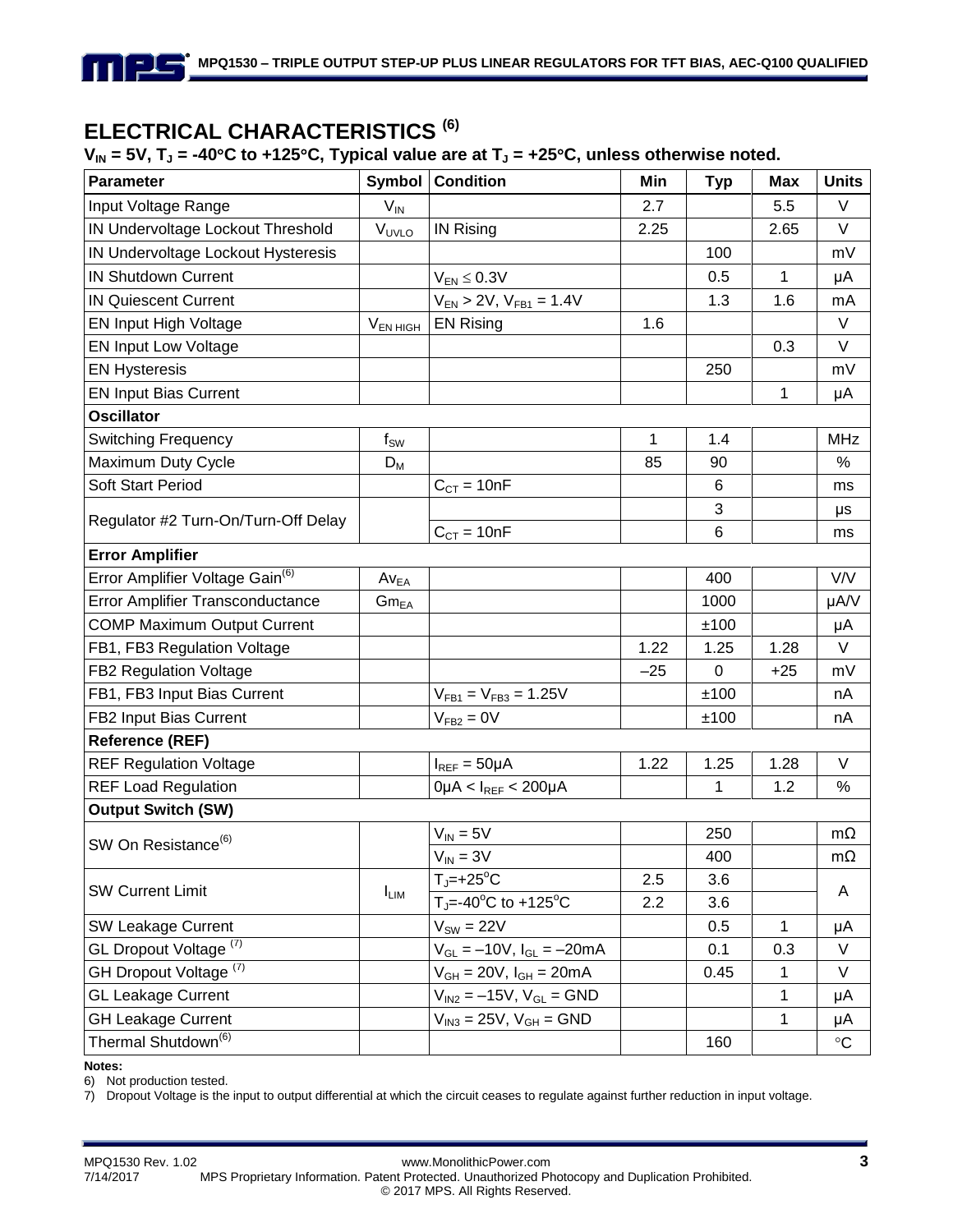## ELECTRICAL CHARACTERISTICS [(6)]

**$V_{IN}$ = 5V, $T_J$ = -40°C to +125°C, Typical value are at $T_J$ = +25°C, unless otherwise noted.**

| Parameter | Symbol | Condition | Min | Typ | Max | Units |
|---|---|---|---|---|---|---|
| Input Voltage Range | $V_{IN}$ | | 2.7 | | 5.5 | V |
| IN Undervoltage Lockout Threshold | $V_{UVLO}$ | IN Rising | 2.25 | | 2.65 | V |
| IN Undervoltage Lockout Hysteresis | | | | 100 | | mV |
| IN Shutdown Current | | $V_{EN} \leq 0.3V$ | | 0.5 | 1 | μA |
| IN Quiescent Current | | $V_{EN} > 2V$, $V_{FB1} = 1.4V$ | | 1.3 | 1.6 | mA |
| EN Input High Voltage | $V_{EN\ HIGH}$ | EN Rising | 1.6 | | | V |
| EN Input Low Voltage | | | | | 0.3 | V |
| EN Hysteresis | | | | 250 | | mV |
| EN Input Bias Current | | | | | 1 | μA |
| **Oscillator** | | | | | | |
| Switching Frequency | $f_{SW}$ | | 1 | 1.4 | | MHz |
| Maximum Duty Cycle | $D_M$ | | 85 | 90 | | % |
| Soft Start Period | | $C_{CT}$ = 10nF | | 6 | | ms |
| Regulator #2 Turn-On/Turn-Off Delay | | | | 3 | | μs |
| | | $C_{CT}$ = 10nF | | 6 | | ms |
| **Error Amplifier** | | | | | | |
| Error Amplifier Voltage Gain[(6)] | $Av_{EA}$ | | | 400 | | V/V |
| Error Amplifier Transconductance | $Gm_{EA}$ | | | 1000 | | μA/V |
| COMP Maximum Output Current | | | | ±100 | | μA |
| FB1, FB3 Regulation Voltage | | | 1.22 | 1.25 | 1.28 | V |
| FB2 Regulation Voltage | | | –25 | 0 | +25 | mV |
| FB1, FB3 Input Bias Current | | $V_{FB1} = V_{FB3} = 1.25V$ | | ±100 | | nA |
| FB2 Input Bias Current | | $V_{FB2} = 0V$ | | ±100 | | nA |
| **Reference (REF)** | | | | | | |
| REF Regulation Voltage | | $I_{REF} = 50μA$ | 1.22 | 1.25 | 1.28 | V |
| REF Load Regulation | | $0μA < I_{REF} < 200μA$ | | 1 | 1.2 | % |
| **Output Switch (SW)** | | | | | | |
| SW On Resistance[(6)] | | $V_{IN} = 5V$ | | 250 | | mΩ |
| | | $V_{IN} = 3V$ | | 400 | | mΩ |
| SW Current Limit | $I_{LIM}$ | $T_J$=+25°C | 2.5 | 3.6 | | A |
| | | $T_J$=-40°C to +125°C | 2.2 | 3.6 | | A |
| SW Leakage Current | | $V_{SW} = 22V$ | | 0.5 | 1 | μA |
| GL Dropout Voltage [(7)] | | $V_{GL} = –10V$, $I_{GL} = –20mA$ | | 0.1 | 0.3 | V |
| GH Dropout Voltage [(7)] | | $V_{GH} = 20V$, $I_{GH} = 20mA$ | | 0.45 | 1 | V |
| GL Leakage Current | | $V_{IN2} = –15V$, $V_{GL}$ = GND | | | 1 | μA |
| GH Leakage Current | | $V_{IN3} = 25V$, $V_{GH}$ = GND | | | 1 | μA |
| Thermal Shutdown[(6)] | | | | 160 | | °C |

**Notes:**

6) Not production tested.

7) Dropout Voltage is the input to output differential at which the circuit ceases to regulate against further reduction in input voltage.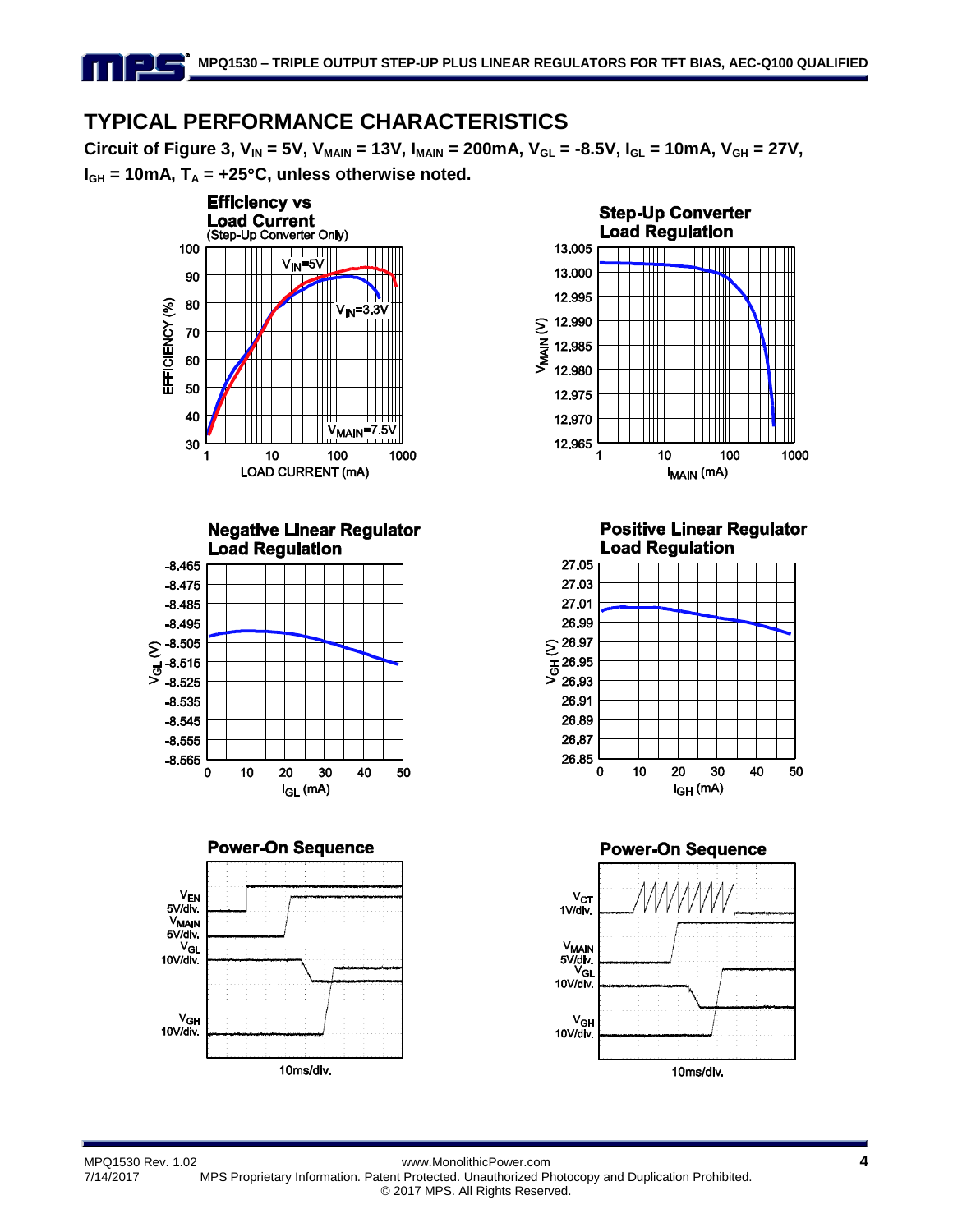## TYPICAL PERFORMANCE CHARACTERISTICS

**Circuit of Figure 3, $V_{IN}$ = 5V, $V_{MAIN}$ = 13V, $I_{MAIN}$ = 200mA, $V_{GL}$ = -8.5V, $I_{GL}$ = 10mA, $V_{GH}$ = 27V, $I_{GH}$ = 10mA, $T_A$ = +25°C, unless otherwise noted.**

**Efficiency vs Load Current** (Step-Up Converter Only)

**Step-Up Converter Load Regulation**

**Negative Linear Regulator Load Regulation**

**Positive Linear Regulator Load Regulation**

**Power-On Sequence**

**Power-On Sequence**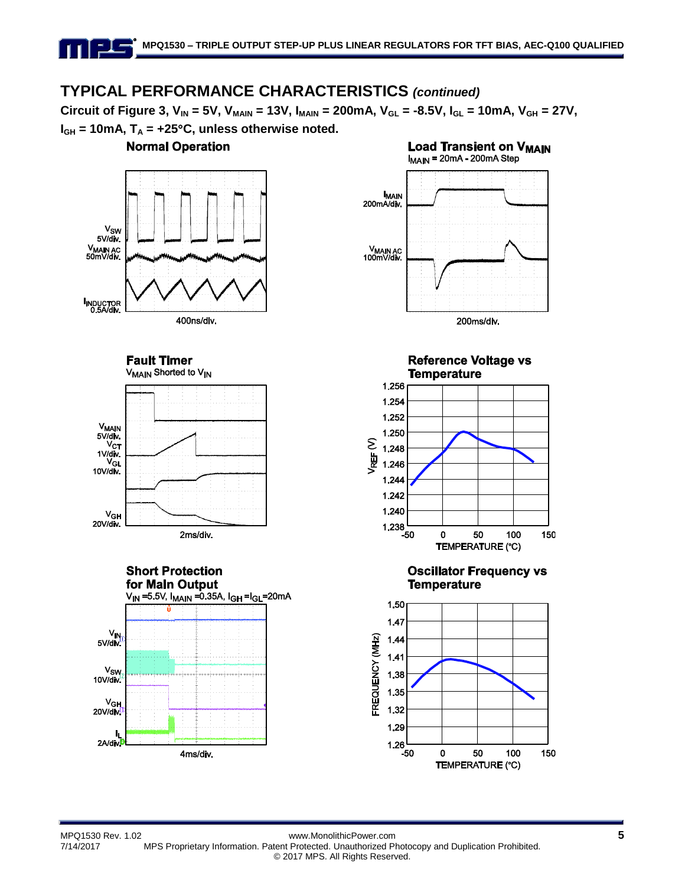## TYPICAL PERFORMANCE CHARACTERISTICS *(continued)*

**Circuit of Figure 3, $V_{IN}$ = 5V, $V_{MAIN}$ = 13V, $I_{MAIN}$ = 200mA, $V_{GL}$ = -8.5V, $I_{GL}$ = 10mA, $V_{GH}$ = 27V, $I_{GH}$ = 10mA, $T_A$ = +25°C, unless otherwise noted.**

**Normal Operation**

$V_{SW}$ 5V/div.
$V_{MAIN}$ AC 50mV/div.
$I_{INDUCTOR}$ 0.5A/div.
400ns/div.

**Load Transient on $V_{MAIN}$**

$I_{MAIN}$ = 20mA - 200mA Step

$I_{MAIN}$ 200mA/div.
$V_{MAIN}$ AC 100mV/div.
200ms/div.

**Fault Timer**

$V_{MAIN}$ Shorted to $V_{IN}$

$V_{MAIN}$ 5V/div.
$V_{CT}$ 1V/div.
$V_{GL}$ 10V/div.
$V_{GH}$ 20V/div.
2ms/div.

**Reference Voltage vs Temperature**

$V_{REF}$ (V): 1.238 – 1.256
TEMPERATURE (°C): -50 – 150

**Short Protection for Main Output**

$V_{IN}$ =5.5V, $I_{MAIN}$ =0.35A, $I_{GH}$ =$I_{GL}$=20mA

$V_{IN}$ 5V/div.
$V_{SW}$ 10V/div.
$V_{GH}$ 20V/div.
$I_L$ 2A/div.
4ms/div.

**Oscillator Frequency vs Temperature**

FREQUENCY (MHz): 1.26 – 1.50
TEMPERATURE (°C): -50 – 150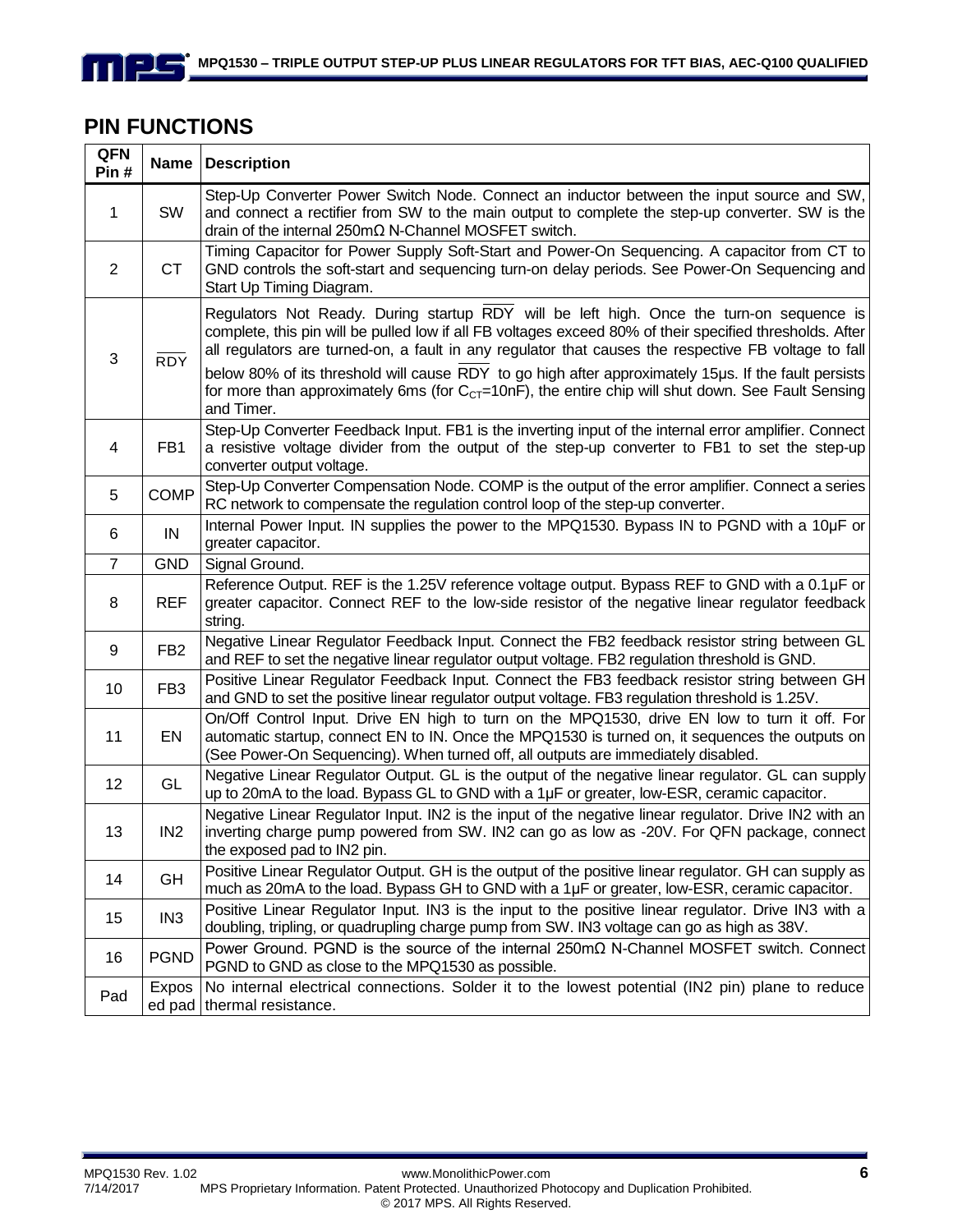## PIN FUNCTIONS

| QFN Pin # | Name | Description |
|---|---|---|
| 1 | SW | Step-Up Converter Power Switch Node. Connect an inductor between the input source and SW, and connect a rectifier from SW to the main output to complete the step-up converter. SW is the drain of the internal 250mΩ N-Channel MOSFET switch. |
| 2 | CT | Timing Capacitor for Power Supply Soft-Start and Power-On Sequencing. A capacitor from CT to GND controls the soft-start and sequencing turn-on delay periods. See Power-On Sequencing and Start Up Timing Diagram. |
| 3 | $\overline{RDY}$ | Regulators Not Ready. During startup $\overline{RDY}$ will be left high. Once the turn-on sequence is complete, this pin will be pulled low if all FB voltages exceed 80% of their specified thresholds. After all regulators are turned-on, a fault in any regulator that causes the respective FB voltage to fall below 80% of its threshold will cause $\overline{RDY}$ to go high after approximately 15µs. If the fault persists for more than approximately 6ms (for $C_{CT}$=10nF), the entire chip will shut down. See Fault Sensing and Timer. |
| 4 | FB1 | Step-Up Converter Feedback Input. FB1 is the inverting input of the internal error amplifier. Connect a resistive voltage divider from the output of the step-up converter to FB1 to set the step-up converter output voltage. |
| 5 | COMP | Step-Up Converter Compensation Node. COMP is the output of the error amplifier. Connect a series RC network to compensate the regulation control loop of the step-up converter. |
| 6 | IN | Internal Power Input. IN supplies the power to the MPQ1530. Bypass IN to PGND with a 10µF or greater capacitor. |
| 7 | GND | Signal Ground. |
| 8 | REF | Reference Output. REF is the 1.25V reference voltage output. Bypass REF to GND with a 0.1µF or greater capacitor. Connect REF to the low-side resistor of the negative linear regulator feedback string. |
| 9 | FB2 | Negative Linear Regulator Feedback Input. Connect the FB2 feedback resistor string between GL and REF to set the negative linear regulator output voltage. FB2 regulation threshold is GND. |
| 10 | FB3 | Positive Linear Regulator Feedback Input. Connect the FB3 feedback resistor string between GH and GND to set the positive linear regulator output voltage. FB3 regulation threshold is 1.25V. |
| 11 | EN | On/Off Control Input. Drive EN high to turn on the MPQ1530, drive EN low to turn it off. For automatic startup, connect EN to IN. Once the MPQ1530 is turned on, it sequences the outputs on (See Power-On Sequencing). When turned off, all outputs are immediately disabled. |
| 12 | GL | Negative Linear Regulator Output. GL is the output of the negative linear regulator. GL can supply up to 20mA to the load. Bypass GL to GND with a 1µF or greater, low-ESR, ceramic capacitor. |
| 13 | IN2 | Negative Linear Regulator Input. IN2 is the input of the negative linear regulator. Drive IN2 with an inverting charge pump powered from SW. IN2 can go as low as -20V. For QFN package, connect the exposed pad to IN2 pin. |
| 14 | GH | Positive Linear Regulator Output. GH is the output of the positive linear regulator. GH can supply as much as 20mA to the load. Bypass GH to GND with a 1µF or greater, low-ESR, ceramic capacitor. |
| 15 | IN3 | Positive Linear Regulator Input. IN3 is the input to the positive linear regulator. Drive IN3 with a doubling, tripling, or quadrupling charge pump from SW. IN3 voltage can go as high as 38V. |
| 16 | PGND | Power Ground. PGND is the source of the internal 250mΩ N-Channel MOSFET switch. Connect PGND to GND as close to the MPQ1530 as possible. |
| Pad | Exposed pad | No internal electrical connections. Solder it to the lowest potential (IN2 pin) plane to reduce thermal resistance. |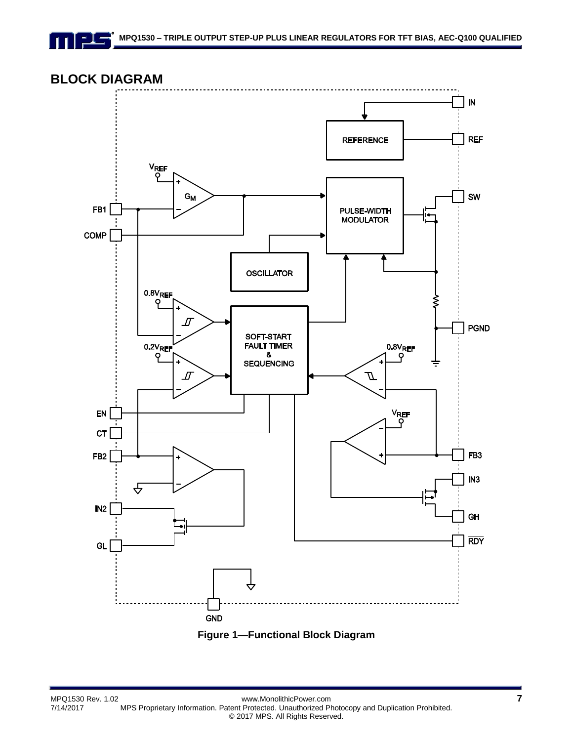## BLOCK DIAGRAM

Figure 1—Functional Block Diagram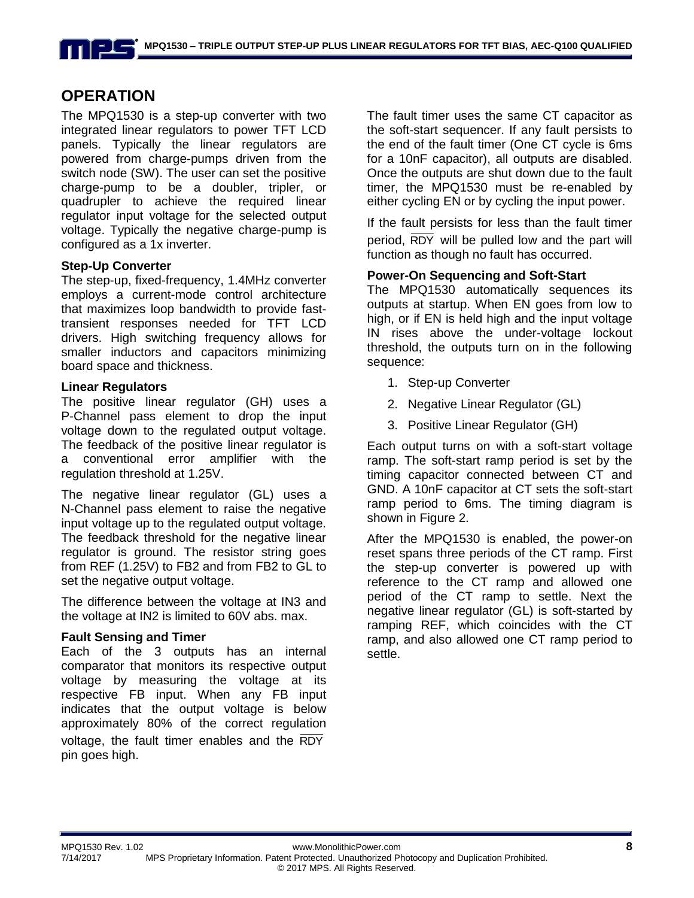## OPERATION

The MPQ1530 is a step-up converter with two integrated linear regulators to power TFT LCD panels. Typically the linear regulators are powered from charge-pumps driven from the switch node (SW). The user can set the positive charge-pump to be a doubler, tripler, or quadrupler to achieve the required linear regulator input voltage for the selected output voltage. Typically the negative charge-pump is configured as a 1x inverter.

### Step-Up Converter

The step-up, fixed-frequency, 1.4MHz converter employs a current-mode control architecture that maximizes loop bandwidth to provide fast-transient responses needed for TFT LCD drivers. High switching frequency allows for smaller inductors and capacitors minimizing board space and thickness.

### Linear Regulators

The positive linear regulator (GH) uses a P-Channel pass element to drop the input voltage down to the regulated output voltage. The feedback of the positive linear regulator is a conventional error amplifier with the regulation threshold at 1.25V.

The negative linear regulator (GL) uses a N-Channel pass element to raise the negative input voltage up to the regulated output voltage. The feedback threshold for the negative linear regulator is ground. The resistor string goes from REF (1.25V) to FB2 and from FB2 to GL to set the negative output voltage.

The difference between the voltage at IN3 and the voltage at IN2 is limited to 60V abs. max.

### Fault Sensing and Timer

Each of the 3 outputs has an internal comparator that monitors its respective output voltage by measuring the voltage at its respective FB input. When any FB input indicates that the output voltage is below approximately 80% of the correct regulation voltage, the fault timer enables and the $\overline{RDY}$ pin goes high.

The fault timer uses the same CT capacitor as the soft-start sequencer. If any fault persists to the end of the fault timer (One CT cycle is 6ms for a 10nF capacitor), all outputs are disabled. Once the outputs are shut down due to the fault timer, the MPQ1530 must be re-enabled by either cycling EN or by cycling the input power.

If the fault persists for less than the fault timer period, $\overline{RDY}$ will be pulled low and the part will function as though no fault has occurred.

### Power-On Sequencing and Soft-Start

The MPQ1530 automatically sequences its outputs at startup. When EN goes from low to high, or if EN is held high and the input voltage IN rises above the under-voltage lockout threshold, the outputs turn on in the following sequence:

1. Step-up Converter
2. Negative Linear Regulator (GL)
3. Positive Linear Regulator (GH)

Each output turns on with a soft-start voltage ramp. The soft-start ramp period is set by the timing capacitor connected between CT and GND. A 10nF capacitor at CT sets the soft-start ramp period to 6ms. The timing diagram is shown in Figure 2.

After the MPQ1530 is enabled, the power-on reset spans three periods of the CT ramp. First the step-up converter is powered up with reference to the CT ramp and allowed one period of the CT ramp to settle. Next the negative linear regulator (GL) is soft-started by ramping REF, which coincides with the CT ramp, and also allowed one CT ramp period to settle.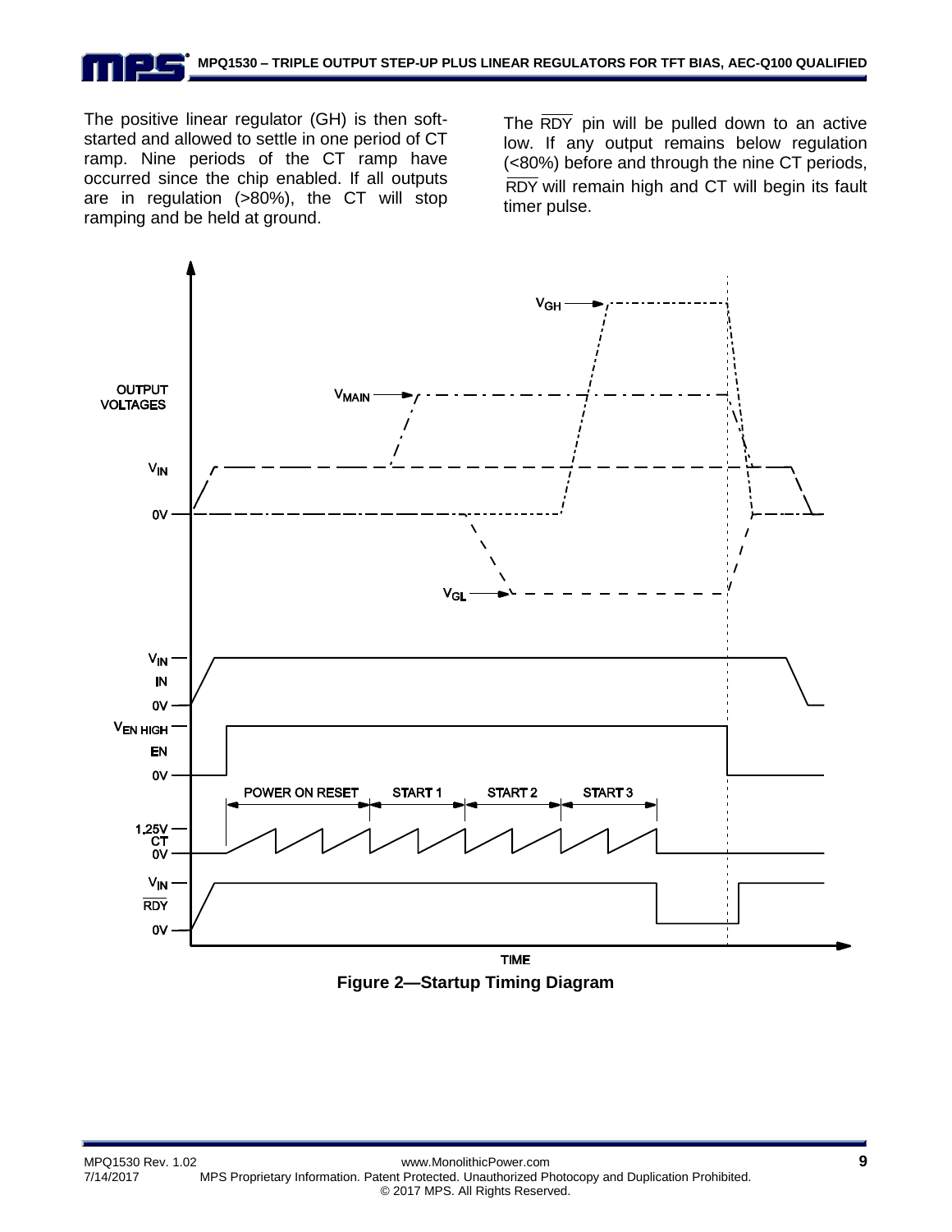The positive linear regulator (GH) is then soft-started and allowed to settle in one period of CT ramp. Nine periods of the CT ramp have occurred since the chip enabled. If all outputs are in regulation (>80%), the CT will stop ramping and be held at ground.

The $\overline{RDY}$ pin will be pulled down to an active low. If any output remains below regulation (<80%) before and through the nine CT periods, $\overline{RDY}$ will remain high and CT will begin its fault timer pulse.

**Figure 2—Startup Timing Diagram**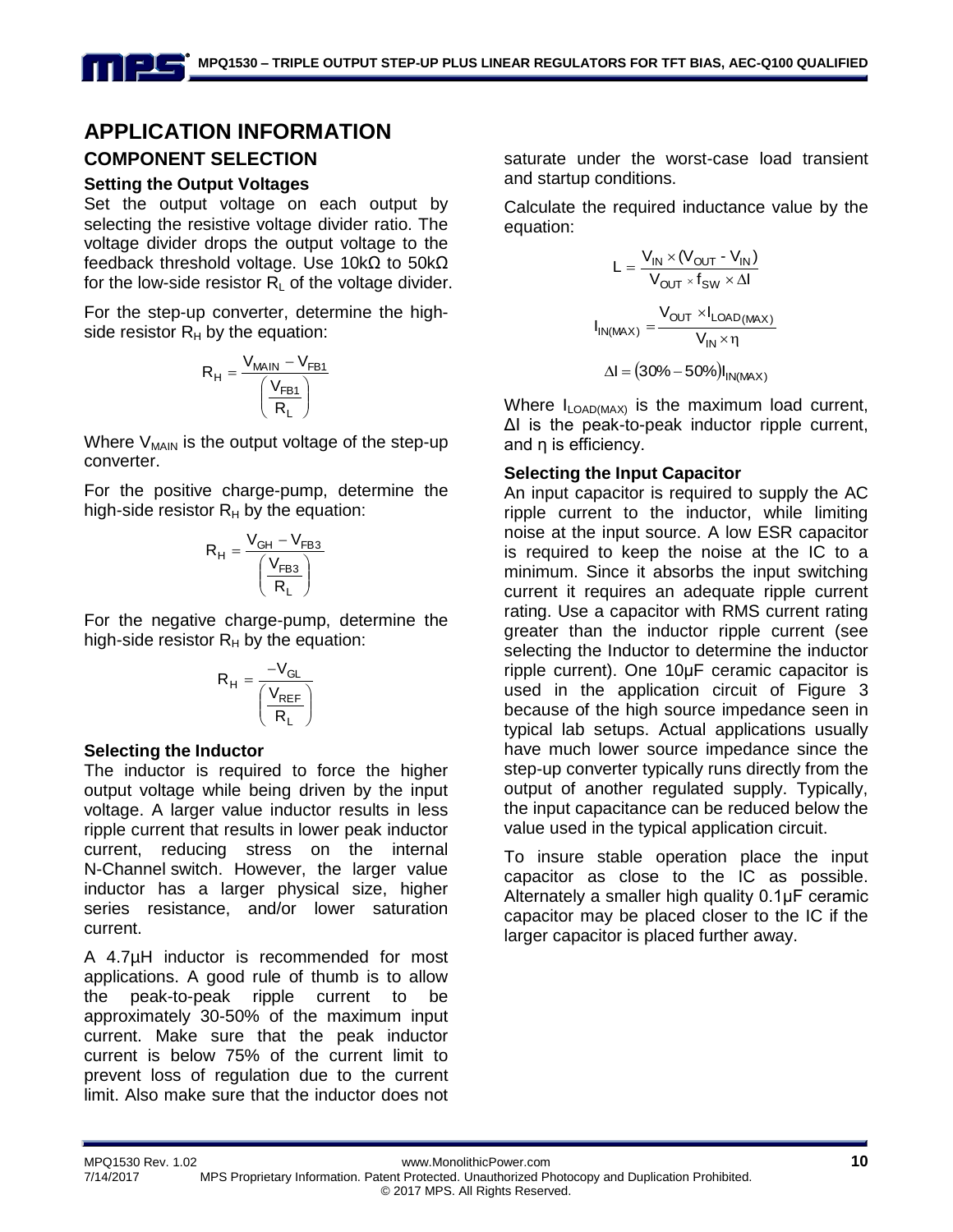# APPLICATION INFORMATION

## COMPONENT SELECTION

### Setting the Output Voltages

Set the output voltage on each output by selecting the resistive voltage divider ratio. The voltage divider drops the output voltage to the feedback threshold voltage. Use 10kΩ to 50kΩ for the low-side resistor $R_L$ of the voltage divider.

For the step-up converter, determine the high-side resistor $R_H$ by the equation:

$$R_H = \frac{V_{MAIN} - V_{FB1}}{\left(\frac{V_{FB1}}{R_L}\right)}$$

Where $V_{MAIN}$ is the output voltage of the step-up converter.

For the positive charge-pump, determine the high-side resistor $R_H$ by the equation:

$$R_H = \frac{V_{GH} - V_{FB3}}{\left(\frac{V_{FB3}}{R_L}\right)}$$

For the negative charge-pump, determine the high-side resistor $R_H$ by the equation:

$$R_H = \frac{-V_{GL}}{\left(\frac{V_{REF}}{R_L}\right)}$$

### Selecting the Inductor

The inductor is required to force the higher output voltage while being driven by the input voltage. A larger value inductor results in less ripple current that results in lower peak inductor current, reducing stress on the internal N-Channel switch. However, the larger value inductor has a larger physical size, higher series resistance, and/or lower saturation current.

A 4.7µH inductor is recommended for most applications. A good rule of thumb is to allow the peak-to-peak ripple current to be approximately 30-50% of the maximum input current. Make sure that the peak inductor current is below 75% of the current limit to prevent loss of regulation due to the current limit. Also make sure that the inductor does not saturate under the worst-case load transient and startup conditions.

Calculate the required inductance value by the equation:

$$L = \frac{V_{IN} \times (V_{OUT} - V_{IN})}{V_{OUT} \times f_{SW} \times \Delta I}$$

$$I_{IN(MAX)} = \frac{V_{OUT} \times I_{LOAD(MAX)}}{V_{IN} \times \eta}$$

$$\Delta I = (30\% - 50\%) I_{IN(MAX)}$$

Where $I_{LOAD(MAX)}$ is the maximum load current, ΔI is the peak-to-peak inductor ripple current, and η is efficiency.

### Selecting the Input Capacitor

An input capacitor is required to supply the AC ripple current to the inductor, while limiting noise at the input source. A low ESR capacitor is required to keep the noise at the IC to a minimum. Since it absorbs the input switching current it requires an adequate ripple current rating. Use a capacitor with RMS current rating greater than the inductor ripple current (see selecting the Inductor to determine the inductor ripple current). One 10µF ceramic capacitor is used in the application circuit of Figure 3 because of the high source impedance seen in typical lab setups. Actual applications usually have much lower source impedance since the step-up converter typically runs directly from the output of another regulated supply. Typically, the input capacitance can be reduced below the value used in the typical application circuit.

To insure stable operation place the input capacitor as close to the IC as possible. Alternately a smaller high quality 0.1µF ceramic capacitor may be placed closer to the IC if the larger capacitor is placed further away.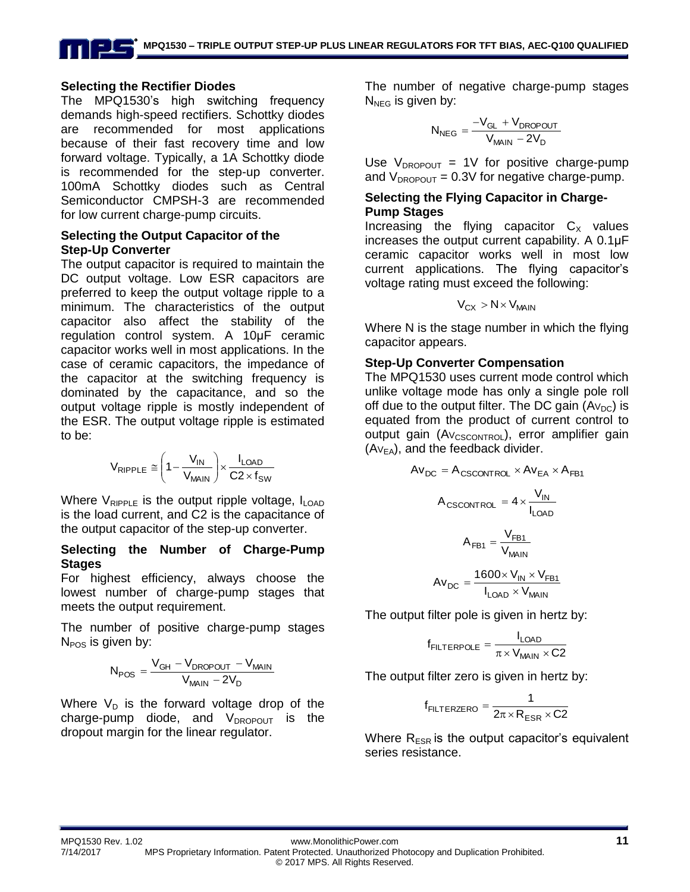### Selecting the Rectifier Diodes

The MPQ1530's high switching frequency demands high-speed rectifiers. Schottky diodes are recommended for most applications because of their fast recovery time and low forward voltage. Typically, a 1A Schottky diode is recommended for the step-up converter. 100mA Schottky diodes such as Central Semiconductor CMPSH-3 are recommended for low current charge-pump circuits.

### Selecting the Output Capacitor of the Step-Up Converter

The output capacitor is required to maintain the DC output voltage. Low ESR capacitors are preferred to keep the output voltage ripple to a minimum. The characteristics of the output capacitor also affect the stability of the regulation control system. A 10µF ceramic capacitor works well in most applications. In the case of ceramic capacitors, the impedance of the capacitor at the switching frequency is dominated by the capacitance, and so the output voltage ripple is mostly independent of the ESR. The output voltage ripple is estimated to be:

$$V_{RIPPLE} \cong \left(1 - \frac{V_{IN}}{V_{MAIN}}\right) \times \frac{I_{LOAD}}{C2 \times f_{SW}}$$

Where $V_{RIPPLE}$ is the output ripple voltage, $I_{LOAD}$ is the load current, and C2 is the capacitance of the output capacitor of the step-up converter.

### Selecting the Number of Charge-Pump Stages

For highest efficiency, always choose the lowest number of charge-pump stages that meets the output requirement.

The number of positive charge-pump stages $N_{POS}$ is given by:

$$N_{POS} = \frac{V_{GH} - V_{DROPOUT} - V_{MAIN}}{V_{MAIN} - 2V_D}$$

Where $V_D$ is the forward voltage drop of the charge-pump diode, and $V_{DROPOUT}$ is the dropout margin for the linear regulator.

The number of negative charge-pump stages $N_{NEG}$ is given by:

$$N_{NEG} = \frac{-V_{GL} + V_{DROPOUT}}{V_{MAIN} - 2V_D}$$

Use $V_{DROPOUT}$ = 1V for positive charge-pump and $V_{DROPOUT}$ = 0.3V for negative charge-pump.

### Selecting the Flying Capacitor in Charge-Pump Stages

Increasing the flying capacitor $C_X$ values increases the output current capability. A 0.1µF ceramic capacitor works well in most low current applications. The flying capacitor's voltage rating must exceed the following:

$$V_{CX} > N \times V_{MAIN}$$

Where N is the stage number in which the flying capacitor appears.

### Step-Up Converter Compensation

The MPQ1530 uses current mode control which unlike voltage mode has only a single pole roll off due to the output filter. The DC gain ($Av_{DC}$) is equated from the product of current control to output gain ($Av_{CSCONTROL}$), error amplifier gain ($Av_{EA}$), and the feedback divider.

$$Av_{DC} = A_{CSCONTROL} \times Av_{EA} \times A_{FB1}$$

$$A_{CSCONTROL} = 4 \times \frac{V_{IN}}{I_{LOAD}}$$

$$A_{FB1} = \frac{V_{FB1}}{V_{MAIN}}$$

$$Av_{DC} = \frac{1600 \times V_{IN} \times V_{FB1}}{I_{LOAD} \times V_{MAIN}}$$

The output filter pole is given in hertz by:

$$f_{FILTERPOLE} = \frac{I_{LOAD}}{\pi \times V_{MAIN} \times C2}$$

The output filter zero is given in hertz by:

$$f_{FILTERZERO} = \frac{1}{2\pi \times R_{ESR} \times C2}$$

Where $R_{ESR}$ is the output capacitor's equivalent series resistance.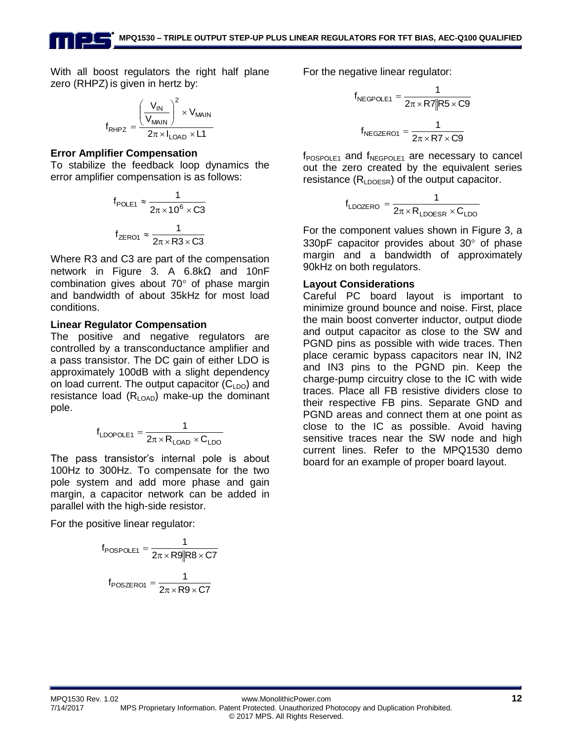With all boost regulators the right half plane zero (RHPZ) is given in hertz by:

$$f_{RHPZ} = \frac{\left(\frac{V_{IN}}{V_{MAIN}}\right)^2 \times V_{MAIN}}{2\pi \times I_{LOAD} \times L1}$$

**Error Amplifier Compensation**

To stabilize the feedback loop dynamics the error amplifier compensation is as follows:

$$f_{POLE1} \approx \frac{1}{2\pi \times 10^6 \times C3}$$

$$f_{ZERO1} \approx \frac{1}{2\pi \times R3 \times C3}$$

Where R3 and C3 are part of the compensation network in Figure 3. A 6.8kΩ and 10nF combination gives about 70° of phase margin and bandwidth of about 35kHz for most load conditions.

**Linear Regulator Compensation**

The positive and negative regulators are controlled by a transconductance amplifier and a pass transistor. The DC gain of either LDO is approximately 100dB with a slight dependency on load current. The output capacitor ($C_{LDO}$) and resistance load ($R_{LOAD}$) make-up the dominant pole.

$$f_{LDOPOLE1} = \frac{1}{2\pi \times R_{LOAD} \times C_{LDO}}$$

The pass transistor's internal pole is about 100Hz to 300Hz. To compensate for the two pole system and add more phase and gain margin, a capacitor network can be added in parallel with the high-side resistor.

For the positive linear regulator:

$$f_{POSPOLE1} = \frac{1}{2\pi \times R9 \| R8 \times C7}$$

$$f_{POSZERO1} = \frac{1}{2\pi \times R9 \times C7}$$

For the negative linear regulator:

$$f_{NEGPOLE1} = \frac{1}{2\pi \times R7 \| R5 \times C9}$$

$$f_{NEGZERO1} = \frac{1}{2\pi \times R7 \times C9}$$

$f_{POSPOLE1}$ and $f_{NEGPOLE1}$ are necessary to cancel out the zero created by the equivalent series resistance ($R_{LDOESR}$) of the output capacitor.

$$f_{LDOZERO} = \frac{1}{2\pi \times R_{LDOESR} \times C_{LDO}}$$

For the component values shown in Figure 3, a 330pF capacitor provides about 30° of phase margin and a bandwidth of approximately 90kHz on both regulators.

**Layout Considerations**

Careful PC board layout is important to minimize ground bounce and noise. First, place the main boost converter inductor, output diode and output capacitor as close to the SW and PGND pins as possible with wide traces. Then place ceramic bypass capacitors near IN, IN2 and IN3 pins to the PGND pin. Keep the charge-pump circuitry close to the IC with wide traces. Place all FB resistive dividers close to their respective FB pins. Separate GND and PGND areas and connect them at one point as close to the IC as possible. Avoid having sensitive traces near the SW node and high current lines. Refer to the MPQ1530 demo board for an example of proper board layout.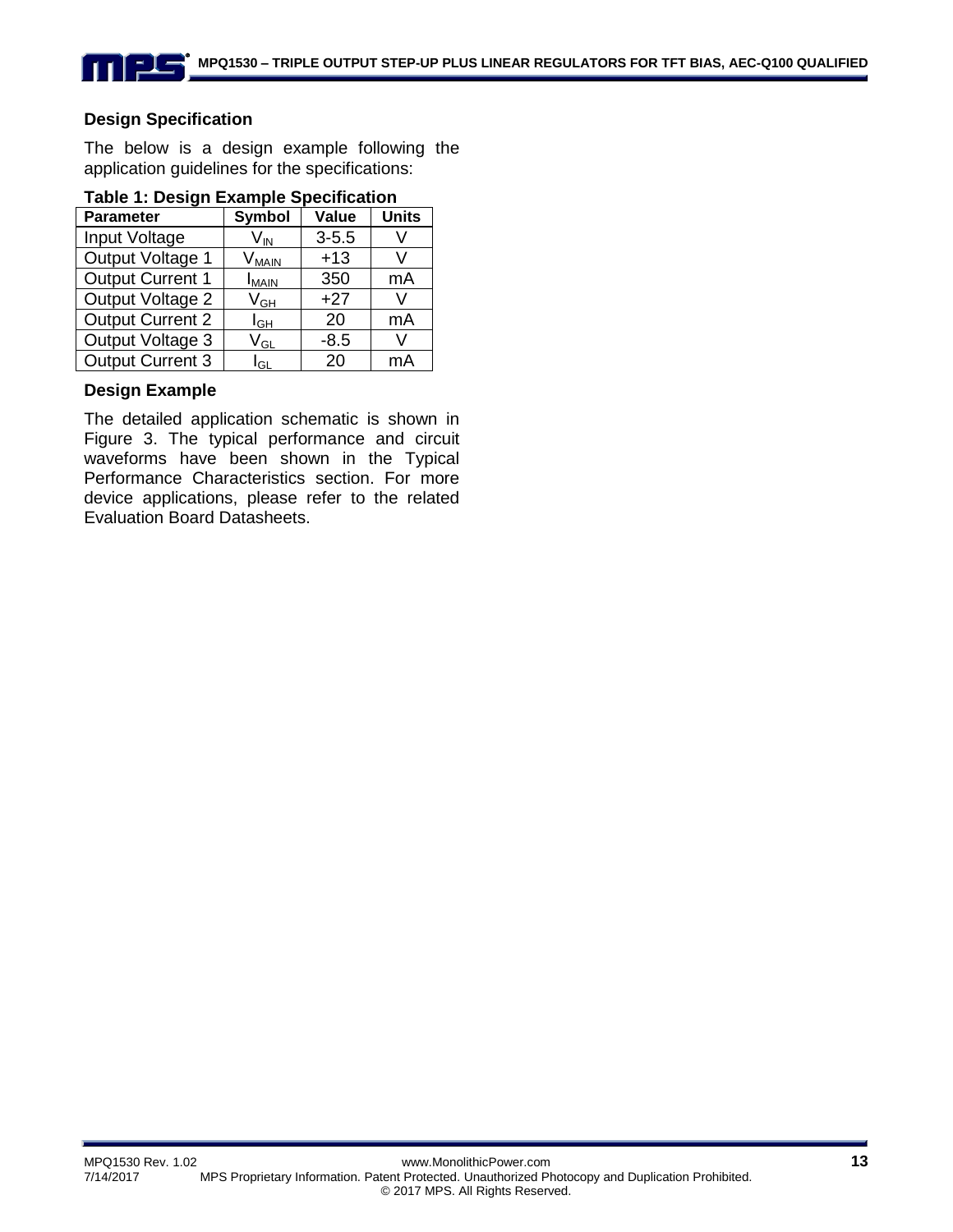### Design Specification

The below is a design example following the application guidelines for the specifications:

**Table 1: Design Example Specification**

| Parameter | Symbol | Value | Units |
|---|---|---|---|
| Input Voltage | $V_{IN}$ | 3-5.5 | V |
| Output Voltage 1 | $V_{MAIN}$ | +13 | V |
| Output Current 1 | $I_{MAIN}$ | 350 | mA |
| Output Voltage 2 | $V_{GH}$ | +27 | V |
| Output Current 2 | $I_{GH}$ | 20 | mA |
| Output Voltage 3 | $V_{GL}$ | -8.5 | V |
| Output Current 3 | $I_{GL}$ | 20 | mA |

### Design Example

The detailed application schematic is shown in Figure 3. The typical performance and circuit waveforms have been shown in the Typical Performance Characteristics section. For more device applications, please refer to the related Evaluation Board Datasheets.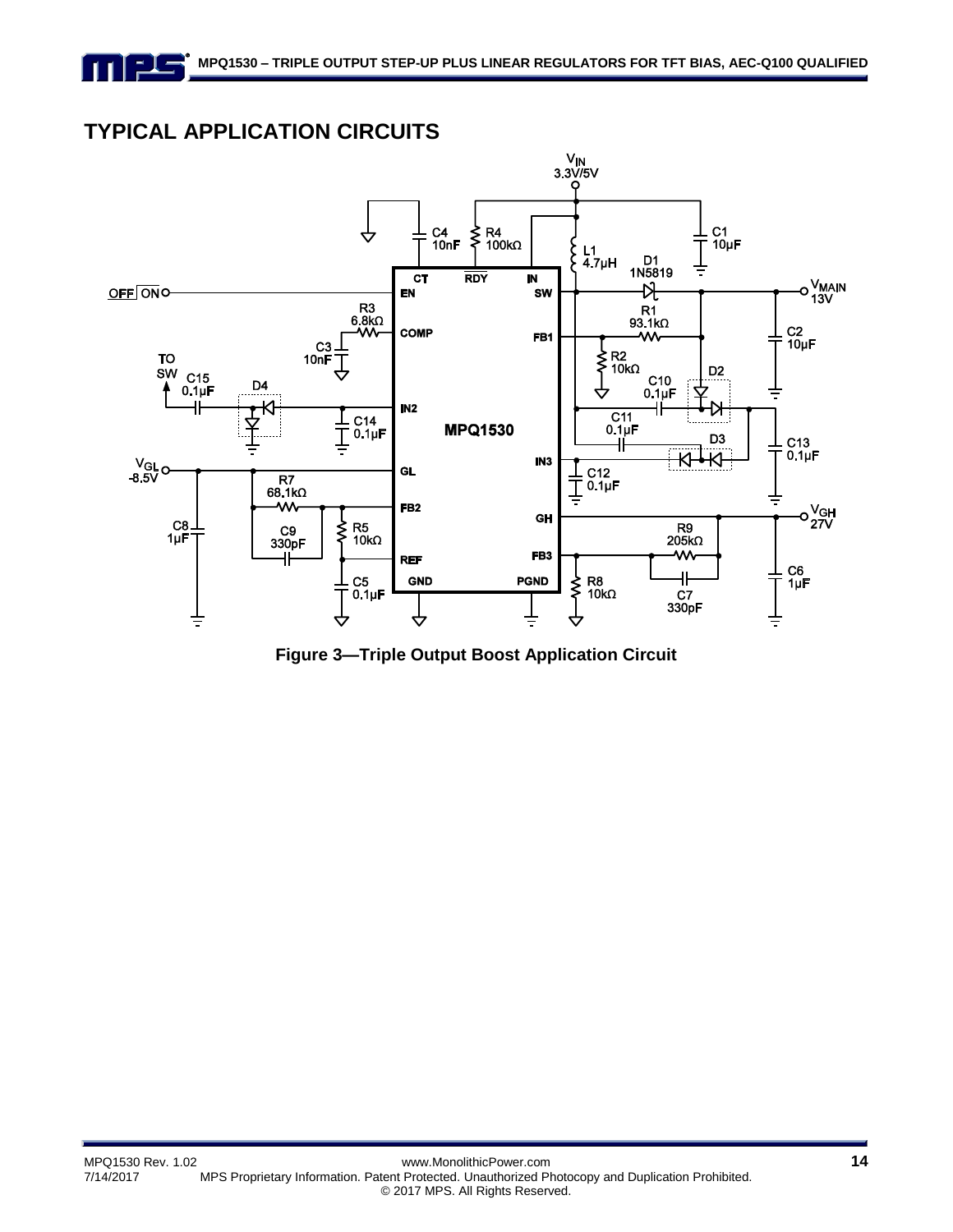## TYPICAL APPLICATION CIRCUITS

**Figure 3—Triple Output Boost Application Circuit**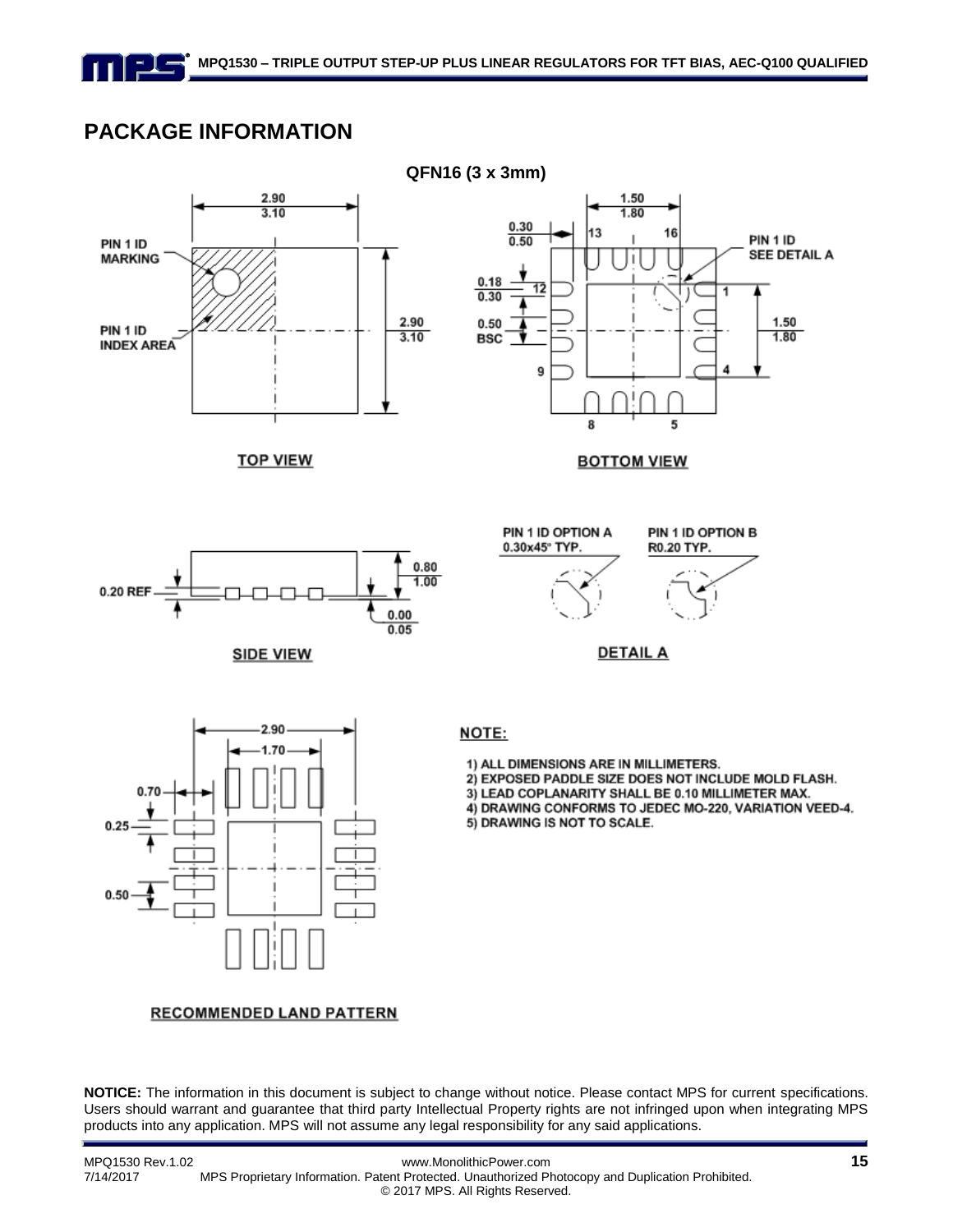# PACKAGE INFORMATION

**QFN16 (3 x 3mm)**

PIN 1 ID MARKING

PIN 1 ID INDEX AREA

2.90
3.10

2.90
3.10

TOP VIEW

1.50
1.80

0.30
0.50

13
16

PIN 1 ID
SEE DETAIL A

0.18
0.30

12

1

0.50
BSC

1.50
1.80

9

4

8
5

BOTTOM VIEW

0.20 REF

0.80
1.00

0.00
0.05

SIDE VIEW

PIN 1 ID OPTION A
0.30x45° TYP.

PIN 1 ID OPTION B
R0.20 TYP.

DETAIL A

2.90

1.70

0.70

0.25

0.50

RECOMMENDED LAND PATTERN

NOTE:

1) ALL DIMENSIONS ARE IN MILLIMETERS.
2) EXPOSED PADDLE SIZE DOES NOT INCLUDE MOLD FLASH.
3) LEAD COPLANARITY SHALL BE 0.10 MILLIMETER MAX.
4) DRAWING CONFORMS TO JEDEC MO-220, VARIATION VEED-4.
5) DRAWING IS NOT TO SCALE.

**NOTICE:** The information in this document is subject to change without notice. Please contact MPS for current specifications. Users should warrant and guarantee that third party Intellectual Property rights are not infringed upon when integrating MPS products into any application. MPS will not assume any legal responsibility for any said applications.